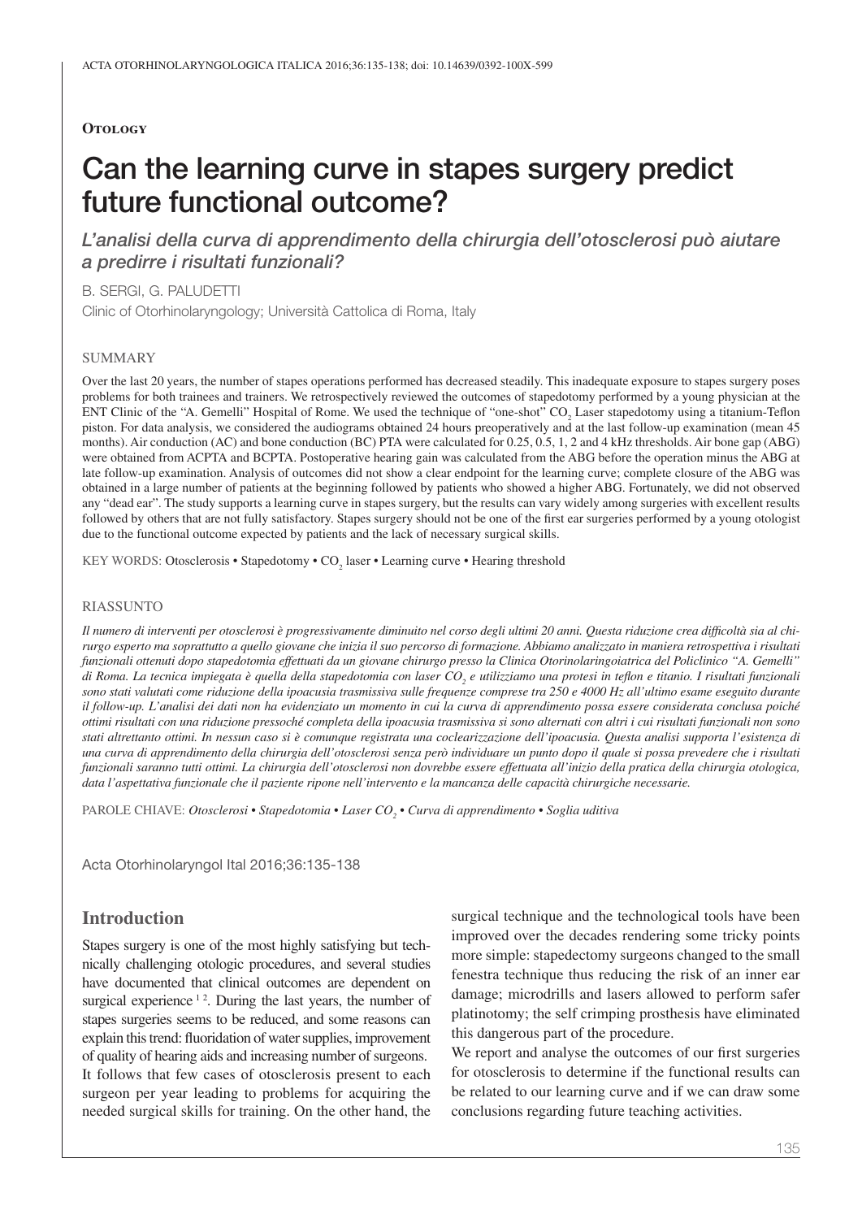**Otology**

# Can the learning curve in stapes surgery predict future functional outcome?

*L'analisi della curva di apprendimento della chirurgia dell'otosclerosi può aiutare a predirre i risultati funzionali?*

B. SERGI, G. PALUDETTI

Clinic of Otorhinolaryngology; Università Cattolica di Roma, Italy

## SUMMARY

Over the last 20 years, the number of stapes operations performed has decreased steadily. This inadequate exposure to stapes surgery poses problems for both trainees and trainers. We retrospectively reviewed the outcomes of stapedotomy performed by a young physician at the ENT Clinic of the "A. Gemelli" Hospital of Rome. We used the technique of "one-shot" $CO_2$ Laser stapedotomy using a titanium-Teflon piston. For data analysis, we considered the audiograms obtained 24 hours preoperatively and at the last follow-up examination (mean 45 months). Air conduction (AC) and bone conduction (BC) PTA were calculated for 0.25, 0.5, 1, 2 and 4 kHz thresholds. Air bone gap (ABG) were obtained from ACPTA and BCPTA. Postoperative hearing gain was calculated from the ABG before the operation minus the ABG at late follow-up examination. Analysis of outcomes did not show a clear endpoint for the learning curve; complete closure of the ABG was obtained in a large number of patients at the beginning followed by patients who showed a higher ABG. Fortunately, we did not observed any "dead ear". The study supports a learning curve in stapes surgery, but the results can vary widely among surgeries with excellent results followed by others that are not fully satisfactory. Stapes surgery should not be one of the first ear surgeries performed by a young otologist due to the functional outcome expected by patients and the lack of necessary surgical skills.

KEY WORDS: Otosclerosis • Stapedotomy • $CO_2$ laser • Learning curve • Hearing threshold

## RIASSUNTO

*Il numero di interventi per otosclerosi è progressivamente diminuito nel corso degli ultimi 20 anni. Questa riduzione crea difficoltà sia al chirurgo esperto ma soprattutto a quello giovane che inizia il suo percorso di formazione. Abbiamo analizzato in maniera retrospettiva i risultati funzionali ottenuti dopo stapedotomia effettuati da un giovane chirurgo presso la Clinica Otorinolaringoiatrica del Policlinico "A. Gemelli" di Roma. La tecnica impiegata è quella della stapedotomia con laser $CO_2$ e utilizziamo una protesi in teflon e titanio. I risultati funzionali sono stati valutati come riduzione della ipoacusia trasmissiva sulle frequenze comprese tra 250 e 4000 Hz all'ultimo esame eseguito durante il follow-up. L'analisi dei dati non ha evidenziato un momento in cui la curva di apprendimento possa essere considerata conclusa poiché ottimi risultati con una riduzione pressoché completa della ipoacusia trasmissiva si sono alternati con altri i cui risultati funzionali non sono stati altrettanto ottimi. In nessun caso si è comunque registrata una coclearizzazione dell'ipoacusia. Questa analisi supporta l'esistenza di una curva di apprendimento della chirurgia dell'otosclerosi senza però individuare un punto dopo il quale si possa prevedere che i risultati funzionali saranno tutti ottimi. La chirurgia dell'otosclerosi non dovrebbe essere effettuata all'inizio della pratica della chirurgia otologica, data l'aspettativa funzionale che il paziente ripone nell'intervento e la mancanza delle capacità chirurgiche necessarie.*

PAROLE CHIAVE: *Otosclerosi • Stapedotomia • Laser $CO_2$ • Curva di apprendimento • Soglia uditiva*

Acta Otorhinolaryngol Ital 2016;36:135-138

## Introduction

Stapes surgery is one of the most highly satisfying but technically challenging otologic procedures, and several studies have documented that clinical outcomes are dependent on surgical experience [1,2]. During the last years, the number of stapes surgeries seems to be reduced, and some reasons can explain this trend: fluoridation of water supplies, improvement of quality of hearing aids and increasing number of surgeons. It follows that few cases of otosclerosis present to each surgeon per year leading to problems for acquiring the needed surgical skills for training. On the other hand, the surgical technique and the technological tools have been improved over the decades rendering some tricky points more simple: stapedectomy surgeons changed to the small fenestra technique thus reducing the risk of an inner ear damage; microdrills and lasers allowed to perform safer platinotomy; the self crimping prosthesis have eliminated this dangerous part of the procedure.

We report and analyse the outcomes of our first surgeries for otosclerosis to determine if the functional results can be related to our learning curve and if we can draw some conclusions regarding future teaching activities.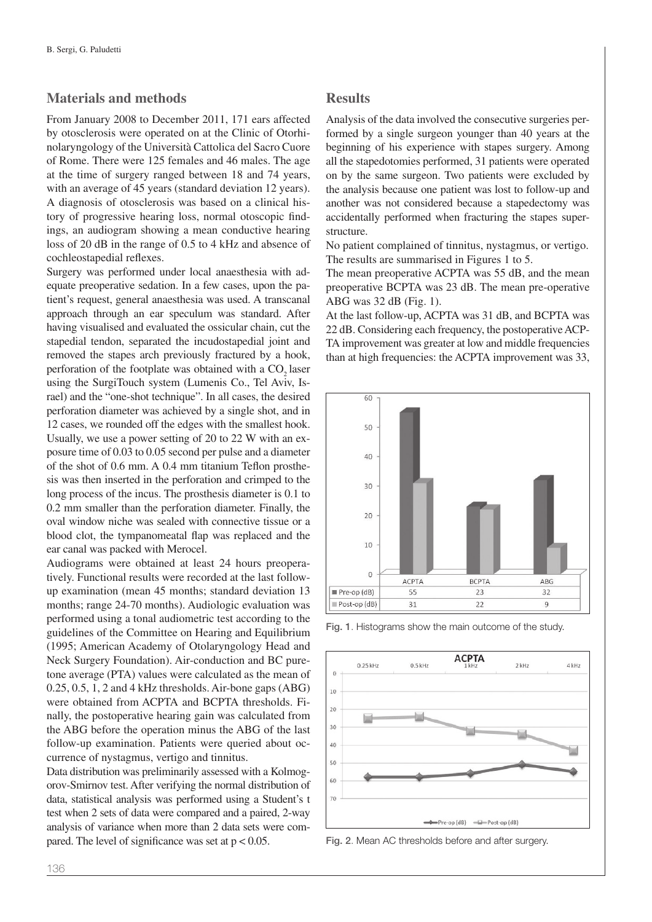## Materials and methods

From January 2008 to December 2011, 171 ears affected by otosclerosis were operated on at the Clinic of Otorhinolaryngology of the Università Cattolica del Sacro Cuore of Rome. There were 125 females and 46 males. The age at the time of surgery ranged between 18 and 74 years, with an average of 45 years (standard deviation 12 years). A diagnosis of otosclerosis was based on a clinical history of progressive hearing loss, normal otoscopic findings, an audiogram showing a mean conductive hearing loss of 20 dB in the range of 0.5 to 4 kHz and absence of cochleostapedial reflexes.

Surgery was performed under local anaesthesia with adequate preoperative sedation. In a few cases, upon the patient's request, general anaesthesia was used. A transcanal approach through an ear speculum was standard. After having visualised and evaluated the ossicular chain, cut the stapedial tendon, separated the incudostapedial joint and removed the stapes arch previously fractured by a hook, perforation of the footplate was obtained with a $CO_2$ laser using the SurgiTouch system (Lumenis Co., Tel Aviv, Israel) and the "one-shot technique". In all cases, the desired perforation diameter was achieved by a single shot, and in 12 cases, we rounded off the edges with the smallest hook. Usually, we use a power setting of 20 to 22 W with an exposure time of 0.03 to 0.05 second per pulse and a diameter of the shot of 0.6 mm. A 0.4 mm titanium Teflon prosthesis was then inserted in the perforation and crimped to the long process of the incus. The prosthesis diameter is 0.1 to 0.2 mm smaller than the perforation diameter. Finally, the oval window niche was sealed with connective tissue or a blood clot, the tympanomeatal flap was replaced and the ear canal was packed with Merocel.

Audiograms were obtained at least 24 hours preoperatively. Functional results were recorded at the last follow-up examination (mean 45 months; standard deviation 13 months; range 24-70 months). Audiologic evaluation was performed using a tonal audiometric test according to the guidelines of the Committee on Hearing and Equilibrium (1995; American Academy of Otolaryngology Head and Neck Surgery Foundation). Air-conduction and BC pure-tone average (PTA) values were calculated as the mean of 0.25, 0.5, 1, 2 and 4 kHz thresholds. Air-bone gaps (ABG) were obtained from ACPTA and BCPTA thresholds. Finally, the postoperative hearing gain was calculated from the ABG before the operation minus the ABG of the last follow-up examination. Patients were queried about occurrence of nystagmus, vertigo and tinnitus.

Data distribution was preliminarily assessed with a Kolmogorov-Smirnov test. After verifying the normal distribution of data, statistical analysis was performed using a Student's t test when 2 sets of data were compared and a paired, 2-way analysis of variance when more than 2 data sets were compared. The level of significance was set at $p < 0.05$.

## Results

Analysis of the data involved the consecutive surgeries performed by a single surgeon younger than 40 years at the beginning of his experience with stapes surgery. Among all the stapedotomies performed, 31 patients were operated on by the same surgeon. Two patients were excluded by the analysis because one patient was lost to follow-up and another was not considered because a stapedectomy was accidentally performed when fracturing the stapes superstructure.

No patient complained of tinnitus, nystagmus, or vertigo. The results are summarised in Figures 1 to 5.

The mean preoperative ACPTA was 55 dB, and the mean preoperative BCPTA was 23 dB. The mean pre-operative ABG was 32 dB (Fig. 1).

At the last follow-up, ACPTA was 31 dB, and BCPTA was 22 dB. Considering each frequency, the postoperative ACPTA improvement was greater at low and middle frequencies than at high frequencies: the ACPTA improvement was 33,

| | ACPTA | BCPTA | ABG |
|---|---|---|---|
| Pre-op (dB) | 55 | 23 | 32 |
| Post-op (dB) | 31 | 22 | 9 |

Fig. 1. Histograms show the main outcome of the study.

Fig. 2. Mean AC thresholds before and after surgery.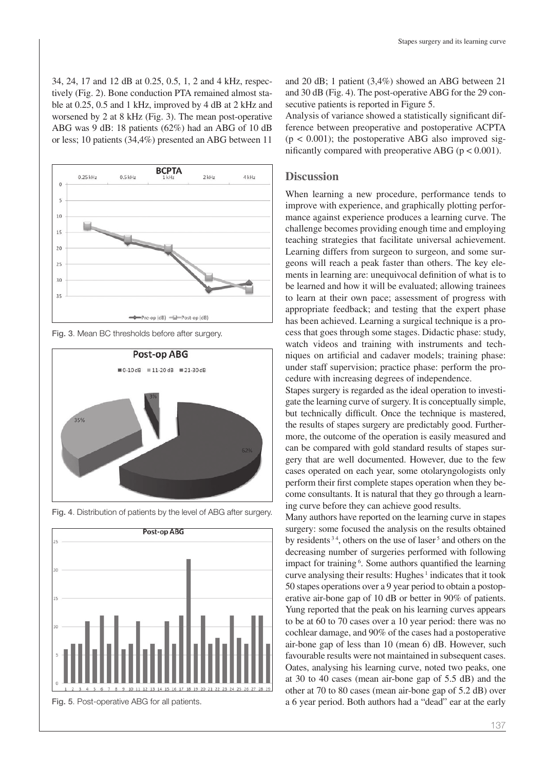34, 24, 17 and 12 dB at 0.25, 0.5, 1, 2 and 4 kHz, respectively (Fig. 2). Bone conduction PTA remained almost stable at 0.25, 0.5 and 1 kHz, improved by 4 dB at 2 kHz and worsened by 2 at 8 kHz (Fig. 3). The mean post-operative ABG was 9 dB: 18 patients (62%) had an ABG of 10 dB or less; 10 patients (34,4%) presented an ABG between 11 and 20 dB; 1 patient (3,4%) showed an ABG between 21 and 30 dB (Fig. 4). The post-operative ABG for the 29 consecutive patients is reported in Figure 5.

Fig. 3. Mean BC thresholds before after surgery.

Fig. 4. Distribution of patients by the level of ABG after surgery.

Fig. 5. Post-operative ABG for all patients.

Analysis of variance showed a statistically significant difference between preoperative and postoperative ACPTA ($p < 0.001$); the postoperative ABG also improved significantly compared with preoperative ABG ($p < 0.001$).

## Discussion

When learning a new procedure, performance tends to improve with experience, and graphically plotting performance against experience produces a learning curve. The challenge becomes providing enough time and employing teaching strategies that facilitate universal achievement. Learning differs from surgeon to surgeon, and some surgeons will reach a peak faster than others. The key elements in learning are: unequivocal definition of what is to be learned and how it will be evaluated; allowing trainees to learn at their own pace; assessment of progress with appropriate feedback; and testing that the expert phase has been achieved. Learning a surgical technique is a process that goes through some stages. Didactic phase: study, watch videos and training with instruments and techniques on artificial and cadaver models; training phase: under staff supervision; practice phase: perform the procedure with increasing degrees of independence.

Stapes surgery is regarded as the ideal operation to investigate the learning curve of surgery. It is conceptually simple, but technically difficult. Once the technique is mastered, the results of stapes surgery are predictably good. Furthermore, the outcome of the operation is easily measured and can be compared with gold standard results of stapes surgery that are well documented. However, due to the few cases operated on each year, some otolaryngologists only perform their first complete stapes operation when they become consultants. It is natural that they go through a learning curve before they can achieve good results.

Many authors have reported on the learning curve in stapes surgery: some focused the analysis on the results obtained by residents [3,4], others on the use of laser [5] and others on the decreasing number of surgeries performed with following impact for training [6]. Some authors quantified the learning curve analysing their results: Hughes [1] indicates that it took 50 stapes operations over a 9 year period to obtain a postoperative air-bone gap of 10 dB or better in 90% of patients. Yung reported that the peak on his learning curves appears to be at 60 to 70 cases over a 10 year period: there was no cochlear damage, and 90% of the cases had a postoperative air-bone gap of less than 10 (mean 6) dB. However, such favourable results were not maintained in subsequent cases. Oates, analysing his learning curve, noted two peaks, one at 30 to 40 cases (mean air-bone gap of 5.5 dB) and the other at 70 to 80 cases (mean air-bone gap of 5.2 dB) over a 6 year period. Both authors had a "dead" ear at the early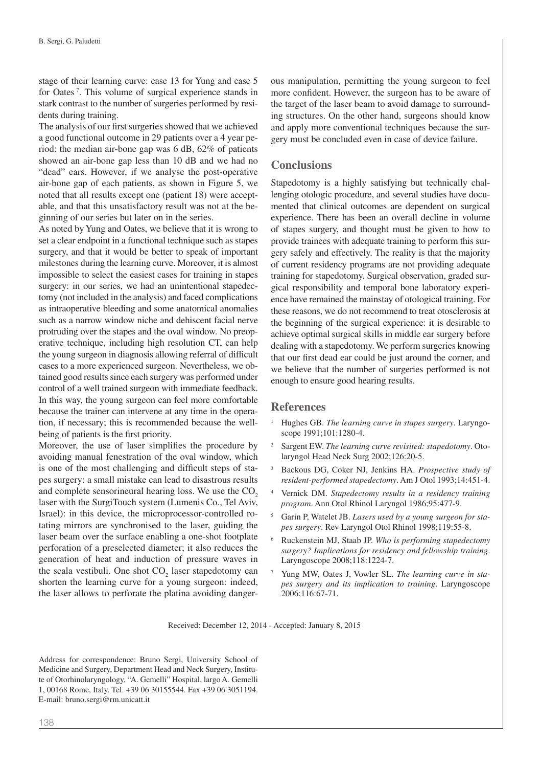stage of their learning curve: case 13 for Yung and case 5 for Oates [7]. This volume of surgical experience stands in stark contrast to the number of surgeries performed by residents during training.

The analysis of our first surgeries showed that we achieved a good functional outcome in 29 patients over a 4 year period: the median air-bone gap was 6 dB, 62% of patients showed an air-bone gap less than 10 dB and we had no "dead" ears. However, if we analyse the post-operative air-bone gap of each patients, as shown in Figure 5, we noted that all results except one (patient 18) were acceptable, and that this unsatisfactory result was not at the beginning of our series but later on in the series.

As noted by Yung and Oates, we believe that it is wrong to set a clear endpoint in a functional technique such as stapes surgery, and that it would be better to speak of important milestones during the learning curve. Moreover, it is almost impossible to select the easiest cases for training in stapes surgery: in our series, we had an unintentional stapedectomy (not included in the analysis) and faced complications as intraoperative bleeding and some anatomical anomalies such as a narrow window niche and dehiscent facial nerve protruding over the stapes and the oval window. No preoperative technique, including high resolution CT, can help the young surgeon in diagnosis allowing referral of difficult cases to a more experienced surgeon. Nevertheless, we obtained good results since each surgery was performed under control of a well trained surgeon with immediate feedback. In this way, the young surgeon can feel more comfortable because the trainer can intervene at any time in the operation, if necessary; this is recommended because the well-being of patients is the first priority.

Moreover, the use of laser simplifies the procedure by avoiding manual fenestration of the oval window, which is one of the most challenging and difficult steps of stapes surgery: a small mistake can lead to disastrous results and complete sensorineural hearing loss. We use the $CO_2$ laser with the SurgiTouch system (Lumenis Co., Tel Aviv, Israel): in this device, the microprocessor-controlled rotating mirrors are synchronised to the laser, guiding the laser beam over the surface enabling a one-shot footplate perforation of a preselected diameter; it also reduces the generation of heat and induction of pressure waves in the scala vestibuli. One shot $CO_2$ laser stapedotomy can shorten the learning curve for a young surgeon: indeed, the laser allows to perforate the platina avoiding dangerous manipulation, permitting the young surgeon to feel more confident. However, the surgeon has to be aware of the target of the laser beam to avoid damage to surrounding structures. On the other hand, surgeons should know and apply more conventional techniques because the surgery must be concluded even in case of device failure.

## Conclusions

Stapedotomy is a highly satisfying but technically challenging otologic procedure, and several studies have documented that clinical outcomes are dependent on surgical experience. There has been an overall decline in volume of stapes surgery, and thought must be given to how to provide trainees with adequate training to perform this surgery safely and effectively. The reality is that the majority of current residency programs are not providing adequate training for stapedotomy. Surgical observation, graded surgical responsibility and temporal bone laboratory experience have remained the mainstay of otological training. For these reasons, we do not recommend to treat otosclerosis at the beginning of the surgical experience: it is desirable to achieve optimal surgical skills in middle ear surgery before dealing with a stapedotomy. We perform surgeries knowing that our first dead ear could be just around the corner, and we believe that the number of surgeries performed is not enough to ensure good hearing results.

## References

1. Hughes GB. *The learning curve in stapes surgery*. Laryngoscope 1991;101:1280-4.
2. Sargent EW. *The learning curve revisited: stapedotomy*. Otolaryngol Head Neck Surg 2002;126:20-5.
3. Backous DG, Coker NJ, Jenkins HA. *Prospective study of resident-performed stapedectomy*. Am J Otol 1993;14:451-4.
4. Vernick DM. *Stapedectomy results in a residency training program*. Ann Otol Rhinol Laryngol 1986;95:477-9.
5. Garin P, Watelet JB. *Lasers used by a young surgeon for stapes surgery*. Rev Laryngol Otol Rhinol 1998;119:55-8.
6. Ruckenstein MJ, Staab JP. *Who is performing stapedectomy surgery? Implications for residency and fellowship training*. Laryngoscope 2008;118:1224-7.
7. Yung MW, Oates J, Vowler SL. *The learning curve in stapes surgery and its implication to training*. Laryngoscope 2006;116:67-71.

Received: December 12, 2014 - Accepted: January 8, 2015

Address for correspondence: Bruno Sergi, University School of Medicine and Surgery, Department Head and Neck Surgery, Institute of Otorhinolaryngology, "A. Gemelli" Hospital, largo A. Gemelli 1, 00168 Rome, Italy. Tel. +39 06 30155544. Fax +39 06 3051194. E-mail: bruno.sergi@rm.unicatt.it